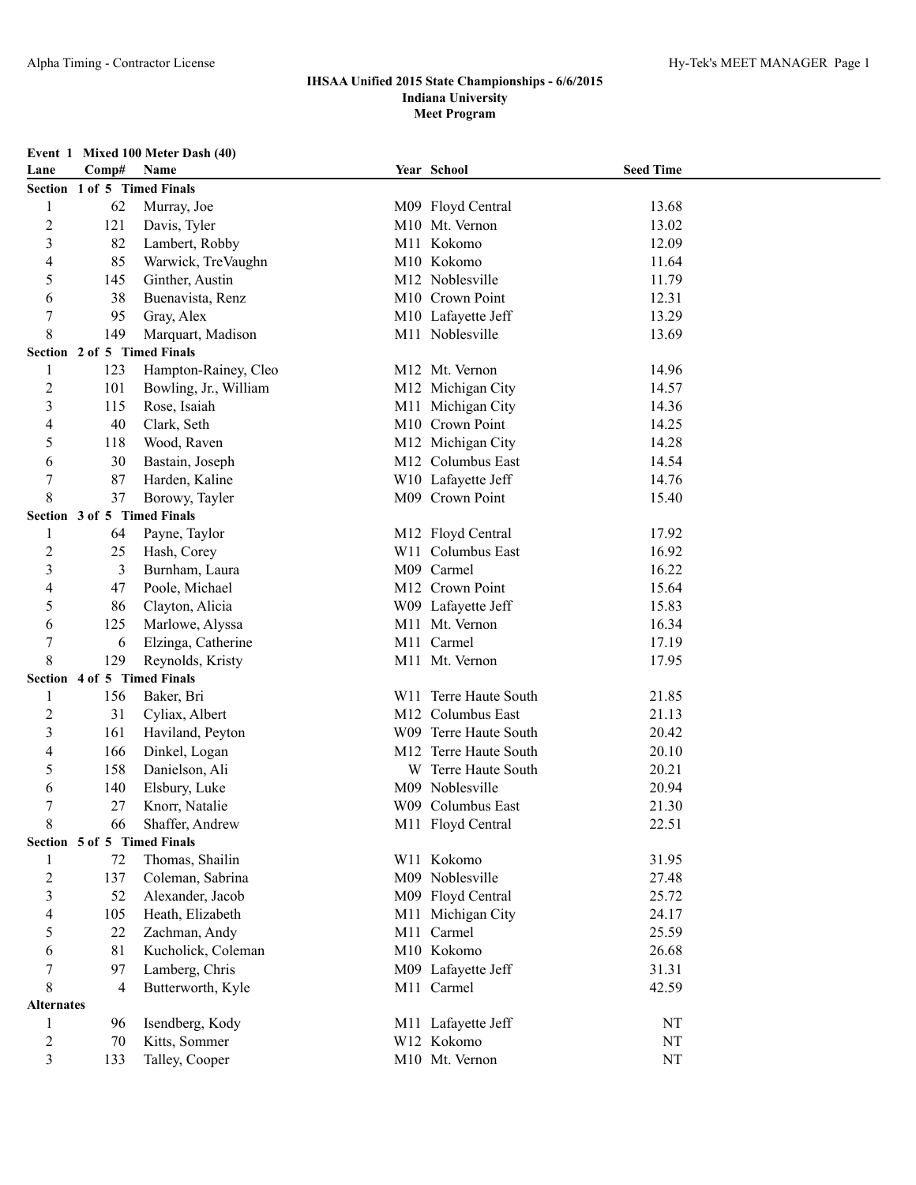**IHSAA Unified 2015 State Championships - 6/6/2015**
**Indiana University**
**Meet Program**

**Event 1 Mixed 100 Meter Dash (40)**

| Lane | Comp# | Name | Year | School | Seed Time |
|---|---|---|---|---|---|
| **Section 1 of 5 Timed Finals** | | | | | |
| 1 | 62 | Murray, Joe | M09 | Floyd Central | 13.68 |
| 2 | 121 | Davis, Tyler | M10 | Mt. Vernon | 13.02 |
| 3 | 82 | Lambert, Robby | M11 | Kokomo | 12.09 |
| 4 | 85 | Warwick, TreVaughn | M10 | Kokomo | 11.64 |
| 5 | 145 | Ginther, Austin | M12 | Noblesville | 11.79 |
| 6 | 38 | Buenavista, Renz | M10 | Crown Point | 12.31 |
| 7 | 95 | Gray, Alex | M10 | Lafayette Jeff | 13.29 |
| 8 | 149 | Marquart, Madison | M11 | Noblesville | 13.69 |
| **Section 2 of 5 Timed Finals** | | | | | |
| 1 | 123 | Hampton-Rainey, Cleo | M12 | Mt. Vernon | 14.96 |
| 2 | 101 | Bowling, Jr., William | M12 | Michigan City | 14.57 |
| 3 | 115 | Rose, Isaiah | M11 | Michigan City | 14.36 |
| 4 | 40 | Clark, Seth | M10 | Crown Point | 14.25 |
| 5 | 118 | Wood, Raven | M12 | Michigan City | 14.28 |
| 6 | 30 | Bastain, Joseph | M12 | Columbus East | 14.54 |
| 7 | 87 | Harden, Kaline | W10 | Lafayette Jeff | 14.76 |
| 8 | 37 | Borowy, Tayler | M09 | Crown Point | 15.40 |
| **Section 3 of 5 Timed Finals** | | | | | |
| 1 | 64 | Payne, Taylor | M12 | Floyd Central | 17.92 |
| 2 | 25 | Hash, Corey | W11 | Columbus East | 16.92 |
| 3 | 3 | Burnham, Laura | M09 | Carmel | 16.22 |
| 4 | 47 | Poole, Michael | M12 | Crown Point | 15.64 |
| 5 | 86 | Clayton, Alicia | W09 | Lafayette Jeff | 15.83 |
| 6 | 125 | Marlowe, Alyssa | M11 | Mt. Vernon | 16.34 |
| 7 | 6 | Elzinga, Catherine | M11 | Carmel | 17.19 |
| 8 | 129 | Reynolds, Kristy | M11 | Mt. Vernon | 17.95 |
| **Section 4 of 5 Timed Finals** | | | | | |
| 1 | 156 | Baker, Bri | W11 | Terre Haute South | 21.85 |
| 2 | 31 | Cyliax, Albert | M12 | Columbus East | 21.13 |
| 3 | 161 | Haviland, Peyton | W09 | Terre Haute South | 20.42 |
| 4 | 166 | Dinkel, Logan | M12 | Terre Haute South | 20.10 |
| 5 | 158 | Danielson, Ali | W | Terre Haute South | 20.21 |
| 6 | 140 | Elsbury, Luke | M09 | Noblesville | 20.94 |
| 7 | 27 | Knorr, Natalie | W09 | Columbus East | 21.30 |
| 8 | 66 | Shaffer, Andrew | M11 | Floyd Central | 22.51 |
| **Section 5 of 5 Timed Finals** | | | | | |
| 1 | 72 | Thomas, Shailin | W11 | Kokomo | 31.95 |
| 2 | 137 | Coleman, Sabrina | M09 | Noblesville | 27.48 |
| 3 | 52 | Alexander, Jacob | M09 | Floyd Central | 25.72 |
| 4 | 105 | Heath, Elizabeth | M11 | Michigan City | 24.17 |
| 5 | 22 | Zachman, Andy | M11 | Carmel | 25.59 |
| 6 | 81 | Kucholick, Coleman | M10 | Kokomo | 26.68 |
| 7 | 97 | Lamberg, Chris | M09 | Lafayette Jeff | 31.31 |
| 8 | 4 | Butterworth, Kyle | M11 | Carmel | 42.59 |
| **Alternates** | | | | | |
| 1 | 96 | Isendberg, Kody | M11 | Lafayette Jeff | NT |
| 2 | 70 | Kitts, Sommer | W12 | Kokomo | NT |
| 3 | 133 | Talley, Cooper | M10 | Mt. Vernon | NT |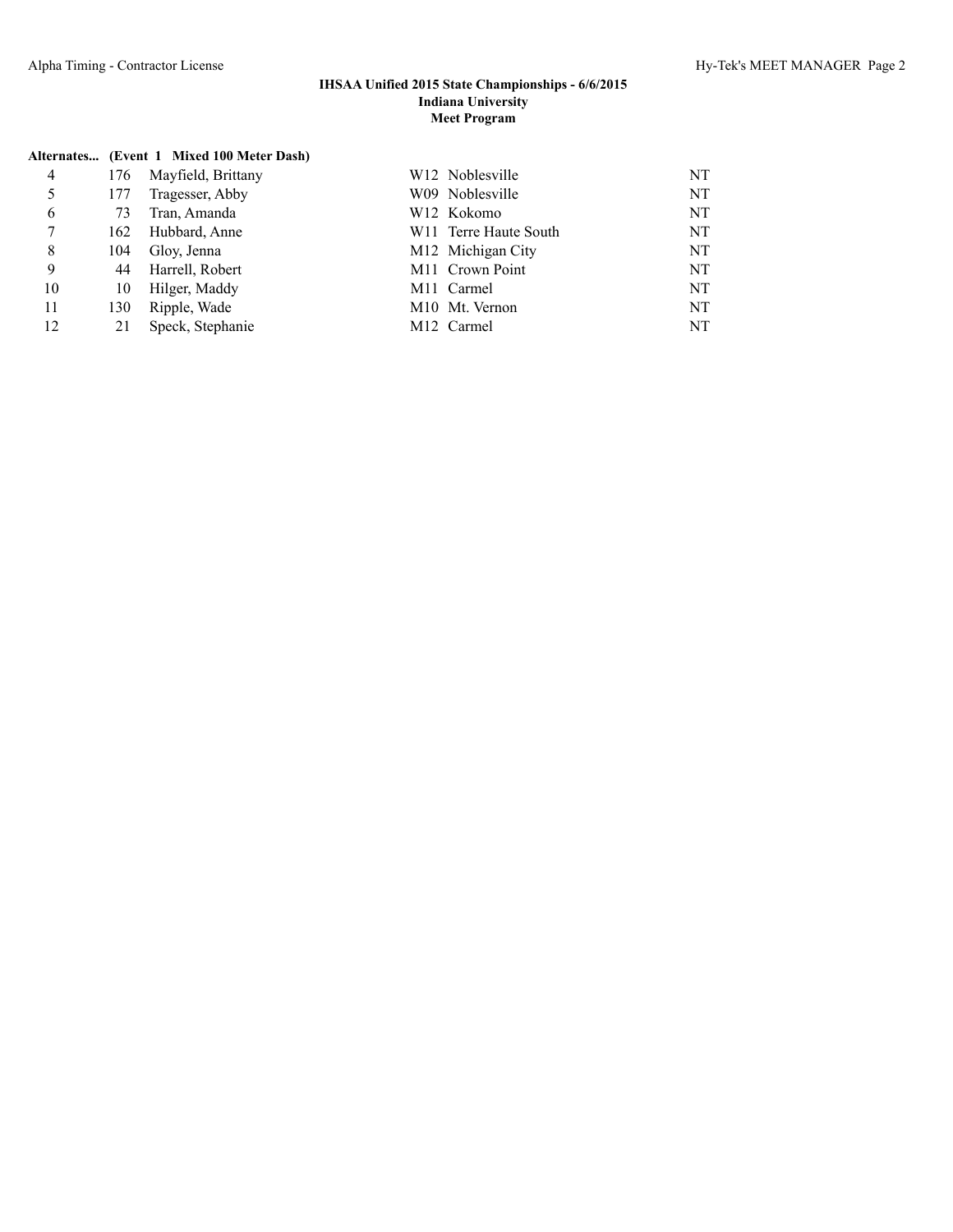**IHSAA Unified 2015 State Championships - 6/6/2015**
**Indiana University**
**Meet Program**

**Alternates... (Event 1 Mixed 100 Meter Dash)**

| | | | | | |
|---|---|---|---|---|---|
| 4 | 176 | Mayfield, Brittany | W12 | Noblesville | NT |
| 5 | 177 | Tragesser, Abby | W09 | Noblesville | NT |
| 6 | 73 | Tran, Amanda | W12 | Kokomo | NT |
| 7 | 162 | Hubbard, Anne | W11 | Terre Haute South | NT |
| 8 | 104 | Gloy, Jenna | M12 | Michigan City | NT |
| 9 | 44 | Harrell, Robert | M11 | Crown Point | NT |
| 10 | 10 | Hilger, Maddy | M11 | Carmel | NT |
| 11 | 130 | Ripple, Wade | M10 | Mt. Vernon | NT |
| 12 | 21 | Speck, Stephanie | M12 | Carmel | NT |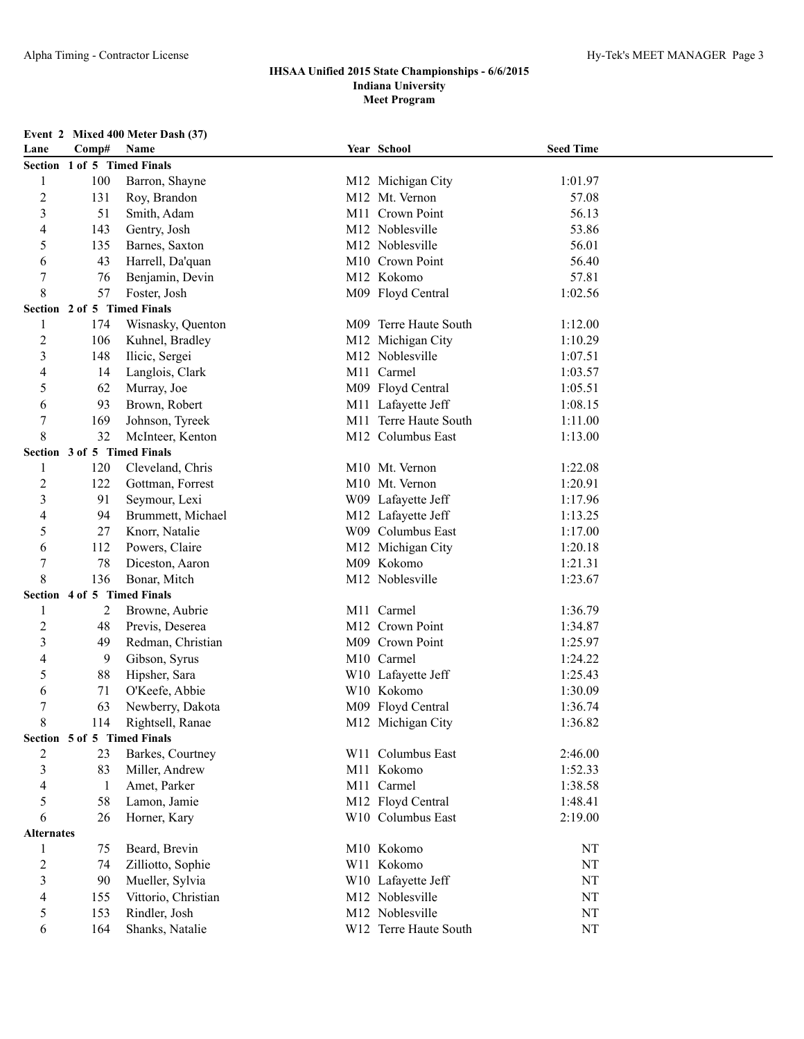**IHSAA Unified 2015 State Championships - 6/6/2015**
**Indiana University**
**Meet Program**

### Event 2 Mixed 400 Meter Dash (37)

| Lane | Comp# | Name | Year | School | Seed Time |
|---|---|---|---|---|---|
| **Section 1 of 5 Timed Finals** | | | | | |
| 1 | 100 | Barron, Shayne | M12 | Michigan City | 1:01.97 |
| 2 | 131 | Roy, Brandon | M12 | Mt. Vernon | 57.08 |
| 3 | 51 | Smith, Adam | M11 | Crown Point | 56.13 |
| 4 | 143 | Gentry, Josh | M12 | Noblesville | 53.86 |
| 5 | 135 | Barnes, Saxton | M12 | Noblesville | 56.01 |
| 6 | 43 | Harrell, Da'quan | M10 | Crown Point | 56.40 |
| 7 | 76 | Benjamin, Devin | M12 | Kokomo | 57.81 |
| 8 | 57 | Foster, Josh | M09 | Floyd Central | 1:02.56 |
| **Section 2 of 5 Timed Finals** | | | | | |
| 1 | 174 | Wisnasky, Quenton | M09 | Terre Haute South | 1:12.00 |
| 2 | 106 | Kuhnel, Bradley | M12 | Michigan City | 1:10.29 |
| 3 | 148 | Ilicic, Sergei | M12 | Noblesville | 1:07.51 |
| 4 | 14 | Langlois, Clark | M11 | Carmel | 1:03.57 |
| 5 | 62 | Murray, Joe | M09 | Floyd Central | 1:05.51 |
| 6 | 93 | Brown, Robert | M11 | Lafayette Jeff | 1:08.15 |
| 7 | 169 | Johnson, Tyreek | M11 | Terre Haute South | 1:11.00 |
| 8 | 32 | McInteer, Kenton | M12 | Columbus East | 1:13.00 |
| **Section 3 of 5 Timed Finals** | | | | | |
| 1 | 120 | Cleveland, Chris | M10 | Mt. Vernon | 1:22.08 |
| 2 | 122 | Gottman, Forrest | M10 | Mt. Vernon | 1:20.91 |
| 3 | 91 | Seymour, Lexi | W09 | Lafayette Jeff | 1:17.96 |
| 4 | 94 | Brummett, Michael | M12 | Lafayette Jeff | 1:13.25 |
| 5 | 27 | Knorr, Natalie | W09 | Columbus East | 1:17.00 |
| 6 | 112 | Powers, Claire | M12 | Michigan City | 1:20.18 |
| 7 | 78 | Diceston, Aaron | M09 | Kokomo | 1:21.31 |
| 8 | 136 | Bonar, Mitch | M12 | Noblesville | 1:23.67 |
| **Section 4 of 5 Timed Finals** | | | | | |
| 1 | 2 | Browne, Aubrie | M11 | Carmel | 1:36.79 |
| 2 | 48 | Previs, Deserea | M12 | Crown Point | 1:34.87 |
| 3 | 49 | Redman, Christian | M09 | Crown Point | 1:25.97 |
| 4 | 9 | Gibson, Syrus | M10 | Carmel | 1:24.22 |
| 5 | 88 | Hipsher, Sara | W10 | Lafayette Jeff | 1:25.43 |
| 6 | 71 | O'Keefe, Abbie | W10 | Kokomo | 1:30.09 |
| 7 | 63 | Newberry, Dakota | M09 | Floyd Central | 1:36.74 |
| 8 | 114 | Rightsell, Ranae | M12 | Michigan City | 1:36.82 |
| **Section 5 of 5 Timed Finals** | | | | | |
| 2 | 23 | Barkes, Courtney | W11 | Columbus East | 2:46.00 |
| 3 | 83 | Miller, Andrew | M11 | Kokomo | 1:52.33 |
| 4 | 1 | Amet, Parker | M11 | Carmel | 1:38.58 |
| 5 | 58 | Lamon, Jamie | M12 | Floyd Central | 1:48.41 |
| 6 | 26 | Horner, Kary | W10 | Columbus East | 2:19.00 |
| **Alternates** | | | | | |
| 1 | 75 | Beard, Brevin | M10 | Kokomo | NT |
| 2 | 74 | Zilliotto, Sophie | W11 | Kokomo | NT |
| 3 | 90 | Mueller, Sylvia | W10 | Lafayette Jeff | NT |
| 4 | 155 | Vittorio, Christian | M12 | Noblesville | NT |
| 5 | 153 | Rindler, Josh | M12 | Noblesville | NT |
| 6 | 164 | Shanks, Natalie | W12 | Terre Haute South | NT |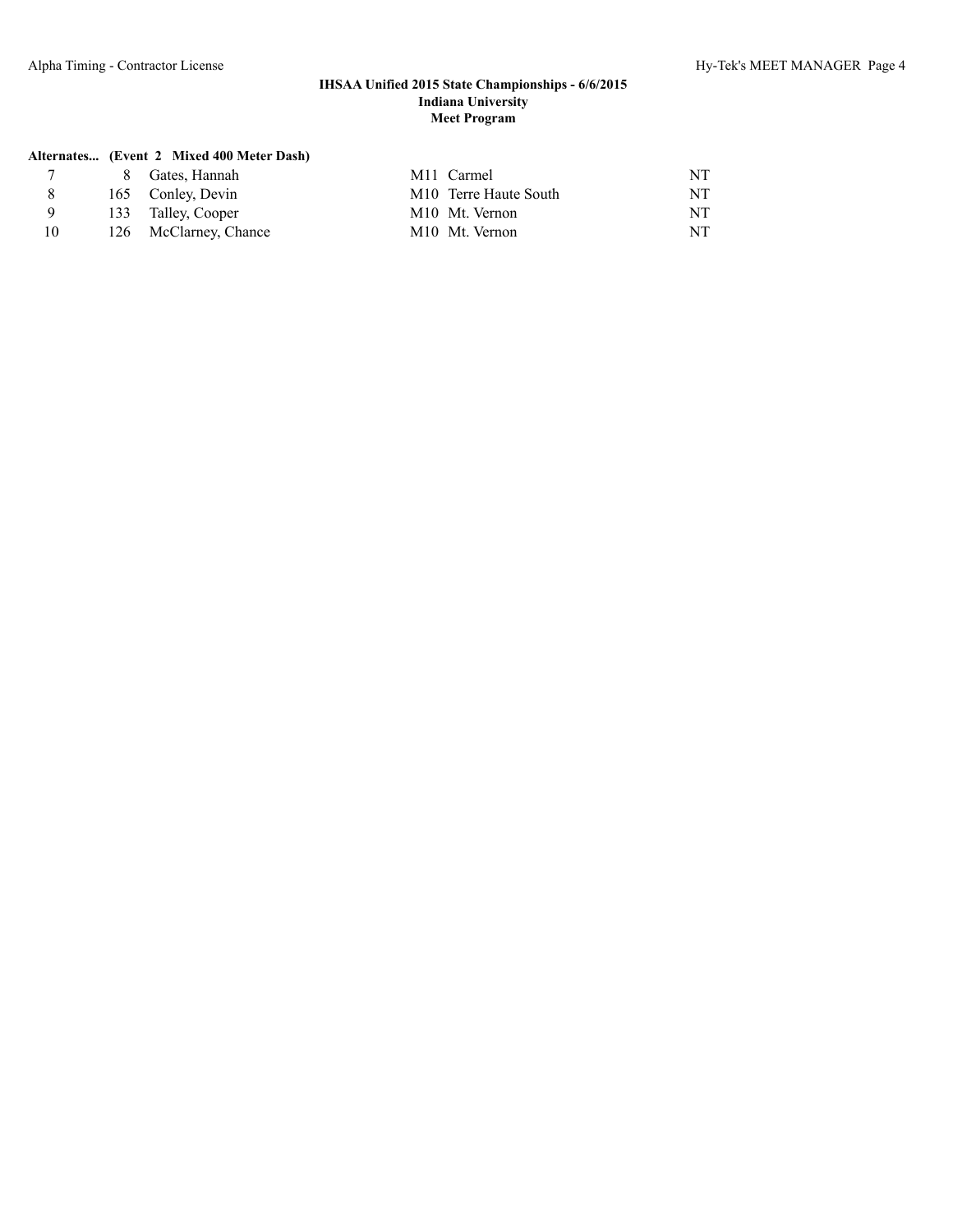**Alternates... (Event 2 Mixed 400 Meter Dash)**

| | | | | | |
|---|---|---|---|---|---|
| 7 | 8 | Gates, Hannah | M11 | Carmel | NT |
| 8 | 165 | Conley, Devin | M10 | Terre Haute South | NT |
| 9 | 133 | Talley, Cooper | M10 | Mt. Vernon | NT |
| 10 | 126 | McClarney, Chance | M10 | Mt. Vernon | NT |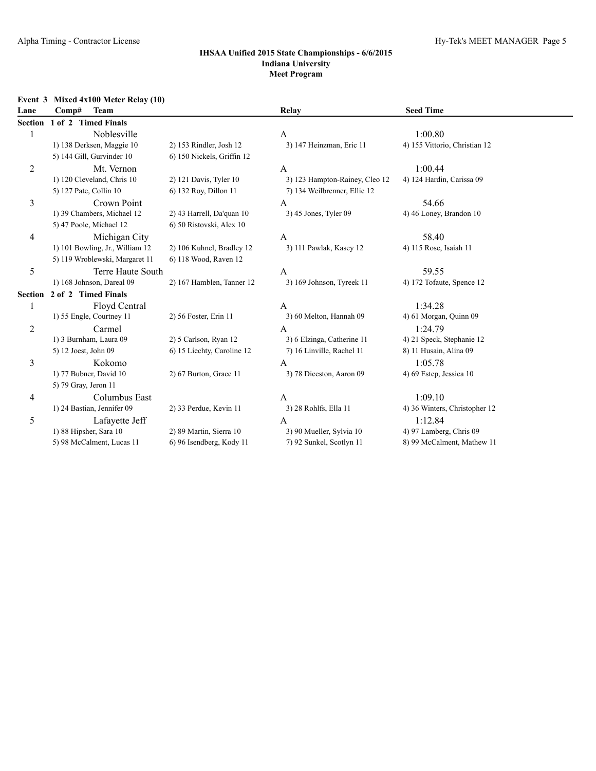### IHSAA Unified 2015 State Championships - 6/6/2015
### Indiana University
### Meet Program

**Event 3 Mixed 4x100 Meter Relay (10)**

| Lane | Comp# Team | | Relay | Seed Time |
|---|---|---|---|---|
| **Section 1 of 2 Timed Finals** | | | | |
| 1 | Noblesville | | A | 1:00.80 |
| | 1) 138 Derksen, Maggie 10 | 2) 153 Rindler, Josh 12 | 3) 147 Heinzman, Eric 11 | 4) 155 Vittorio, Christian 12 |
| | 5) 144 Gill, Gurvinder 10 | 6) 150 Nickels, Griffin 12 | | |
| 2 | Mt. Vernon | | A | 1:00.44 |
| | 1) 120 Cleveland, Chris 10 | 2) 121 Davis, Tyler 10 | 3) 123 Hampton-Rainey, Cleo 12 | 4) 124 Hardin, Carissa 09 |
| | 5) 127 Pate, Collin 10 | 6) 132 Roy, Dillon 11 | 7) 134 Weilbrenner, Ellie 12 | |
| 3 | Crown Point | | A | 54.66 |
| | 1) 39 Chambers, Michael 12 | 2) 43 Harrell, Da'quan 10 | 3) 45 Jones, Tyler 09 | 4) 46 Loney, Brandon 10 |
| | 5) 47 Poole, Michael 12 | 6) 50 Ristovski, Alex 10 | | |
| 4 | Michigan City | | A | 58.40 |
| | 1) 101 Bowling, Jr., William 12 | 2) 106 Kuhnel, Bradley 12 | 3) 111 Pawlak, Kasey 12 | 4) 115 Rose, Isaiah 11 |
| | 5) 119 Wroblewski, Margaret 11 | 6) 118 Wood, Raven 12 | | |
| 5 | Terre Haute South | | A | 59.55 |
| | 1) 168 Johnson, Dareal 09 | 2) 167 Hamblen, Tanner 12 | 3) 169 Johnson, Tyreek 11 | 4) 172 Tofaute, Spence 12 |
| **Section 2 of 2 Timed Finals** | | | | |
| 1 | Floyd Central | | A | 1:34.28 |
| | 1) 55 Engle, Courtney 11 | 2) 56 Foster, Erin 11 | 3) 60 Melton, Hannah 09 | 4) 61 Morgan, Quinn 09 |
| 2 | Carmel | | A | 1:24.79 |
| | 1) 3 Burnham, Laura 09 | 2) 5 Carlson, Ryan 12 | 3) 6 Elzinga, Catherine 11 | 4) 21 Speck, Stephanie 12 |
| | 5) 12 Joest, John 09 | 6) 15 Liechty, Caroline 12 | 7) 16 Linville, Rachel 11 | 8) 11 Husain, Alina 09 |
| 3 | Kokomo | | A | 1:05.78 |
| | 1) 77 Bubner, David 10 | 2) 67 Burton, Grace 11 | 3) 78 Diceston, Aaron 09 | 4) 69 Estep, Jessica 10 |
| | 5) 79 Gray, Jeron 11 | | | |
| 4 | Columbus East | | A | 1:09.10 |
| | 1) 24 Bastian, Jennifer 09 | 2) 33 Perdue, Kevin 11 | 3) 28 Rohlfs, Ella 11 | 4) 36 Winters, Christopher 12 |
| 5 | Lafayette Jeff | | A | 1:12.84 |
| | 1) 88 Hipsher, Sara 10 | 2) 89 Martin, Sierra 10 | 3) 90 Mueller, Sylvia 10 | 4) 97 Lamberg, Chris 09 |
| | 5) 98 McCalment, Lucas 11 | 6) 96 Isendberg, Kody 11 | 7) 92 Sunkel, Scotlyn 11 | 8) 99 McCalment, Mathew 11 |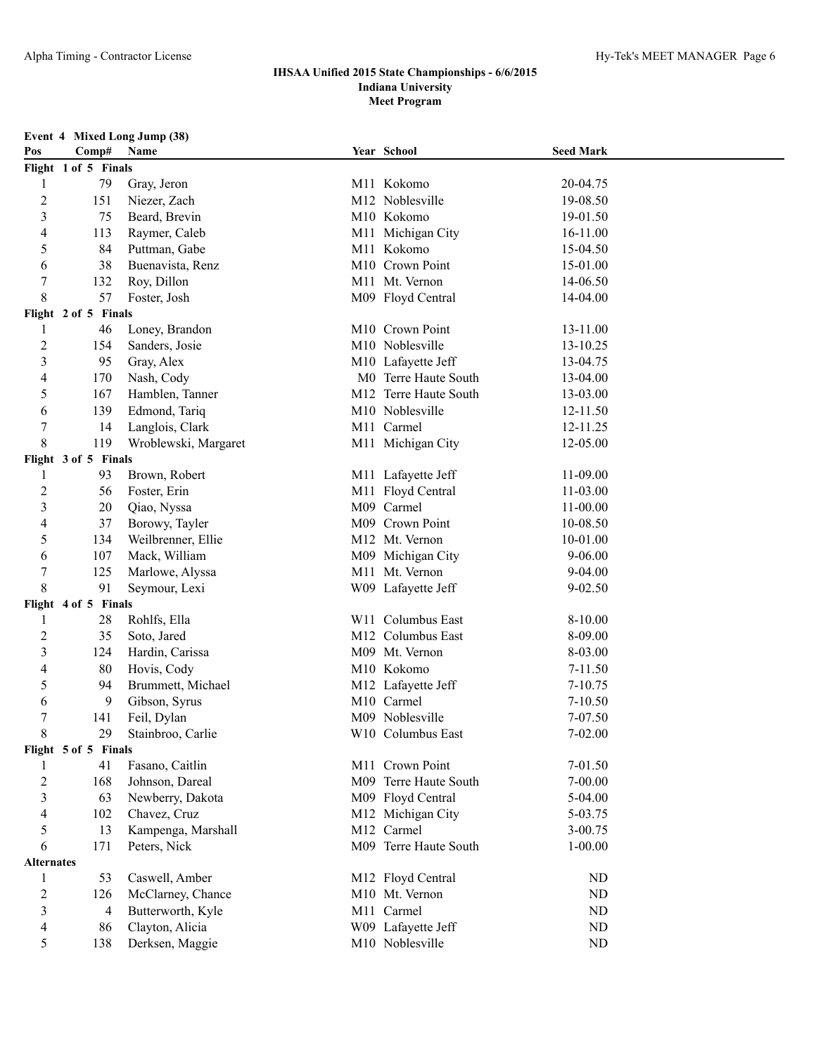# IHSAA Unified 2015 State Championships - 6/6/2015

## Indiana University

## Meet Program

### Event 4 Mixed Long Jump (38)

| Pos | Comp# | Name | Year | School | Seed Mark |
|---|---|---|---|---|---|
| **Flight 1 of 5 Finals** | | | | | |
| 1 | 79 | Gray, Jeron | M11 | Kokomo | 20-04.75 |
| 2 | 151 | Niezer, Zach | M12 | Noblesville | 19-08.50 |
| 3 | 75 | Beard, Brevin | M10 | Kokomo | 19-01.50 |
| 4 | 113 | Raymer, Caleb | M11 | Michigan City | 16-11.00 |
| 5 | 84 | Puttman, Gabe | M11 | Kokomo | 15-04.50 |
| 6 | 38 | Buenavista, Renz | M10 | Crown Point | 15-01.00 |
| 7 | 132 | Roy, Dillon | M11 | Mt. Vernon | 14-06.50 |
| 8 | 57 | Foster, Josh | M09 | Floyd Central | 14-04.00 |
| **Flight 2 of 5 Finals** | | | | | |
| 1 | 46 | Loney, Brandon | M10 | Crown Point | 13-11.00 |
| 2 | 154 | Sanders, Josie | M10 | Noblesville | 13-10.25 |
| 3 | 95 | Gray, Alex | M10 | Lafayette Jeff | 13-04.75 |
| 4 | 170 | Nash, Cody | M0 | Terre Haute South | 13-04.00 |
| 5 | 167 | Hamblen, Tanner | M12 | Terre Haute South | 13-03.00 |
| 6 | 139 | Edmond, Tariq | M10 | Noblesville | 12-11.50 |
| 7 | 14 | Langlois, Clark | M11 | Carmel | 12-11.25 |
| 8 | 119 | Wroblewski, Margaret | M11 | Michigan City | 12-05.00 |
| **Flight 3 of 5 Finals** | | | | | |
| 1 | 93 | Brown, Robert | M11 | Lafayette Jeff | 11-09.00 |
| 2 | 56 | Foster, Erin | M11 | Floyd Central | 11-03.00 |
| 3 | 20 | Qiao, Nyssa | M09 | Carmel | 11-00.00 |
| 4 | 37 | Borowy, Tayler | M09 | Crown Point | 10-08.50 |
| 5 | 134 | Weilbrenner, Ellie | M12 | Mt. Vernon | 10-01.00 |
| 6 | 107 | Mack, William | M09 | Michigan City | 9-06.00 |
| 7 | 125 | Marlowe, Alyssa | M11 | Mt. Vernon | 9-04.00 |
| 8 | 91 | Seymour, Lexi | W09 | Lafayette Jeff | 9-02.50 |
| **Flight 4 of 5 Finals** | | | | | |
| 1 | 28 | Rohlfs, Ella | W11 | Columbus East | 8-10.00 |
| 2 | 35 | Soto, Jared | M12 | Columbus East | 8-09.00 |
| 3 | 124 | Hardin, Carissa | M09 | Mt. Vernon | 8-03.00 |
| 4 | 80 | Hovis, Cody | M10 | Kokomo | 7-11.50 |
| 5 | 94 | Brummett, Michael | M12 | Lafayette Jeff | 7-10.75 |
| 6 | 9 | Gibson, Syrus | M10 | Carmel | 7-10.50 |
| 7 | 141 | Feil, Dylan | M09 | Noblesville | 7-07.50 |
| 8 | 29 | Stainbroo, Carlie | W10 | Columbus East | 7-02.00 |
| **Flight 5 of 5 Finals** | | | | | |
| 1 | 41 | Fasano, Caitlin | M11 | Crown Point | 7-01.50 |
| 2 | 168 | Johnson, Dareal | M09 | Terre Haute South | 7-00.00 |
| 3 | 63 | Newberry, Dakota | M09 | Floyd Central | 5-04.00 |
| 4 | 102 | Chavez, Cruz | M12 | Michigan City | 5-03.75 |
| 5 | 13 | Kampenga, Marshall | M12 | Carmel | 3-00.75 |
| 6 | 171 | Peters, Nick | M09 | Terre Haute South | 1-00.00 |
| **Alternates** | | | | | |
| 1 | 53 | Caswell, Amber | M12 | Floyd Central | ND |
| 2 | 126 | McClarney, Chance | M10 | Mt. Vernon | ND |
| 3 | 4 | Butterworth, Kyle | M11 | Carmel | ND |
| 4 | 86 | Clayton, Alicia | W09 | Lafayette Jeff | ND |
| 5 | 138 | Derksen, Maggie | M10 | Noblesville | ND |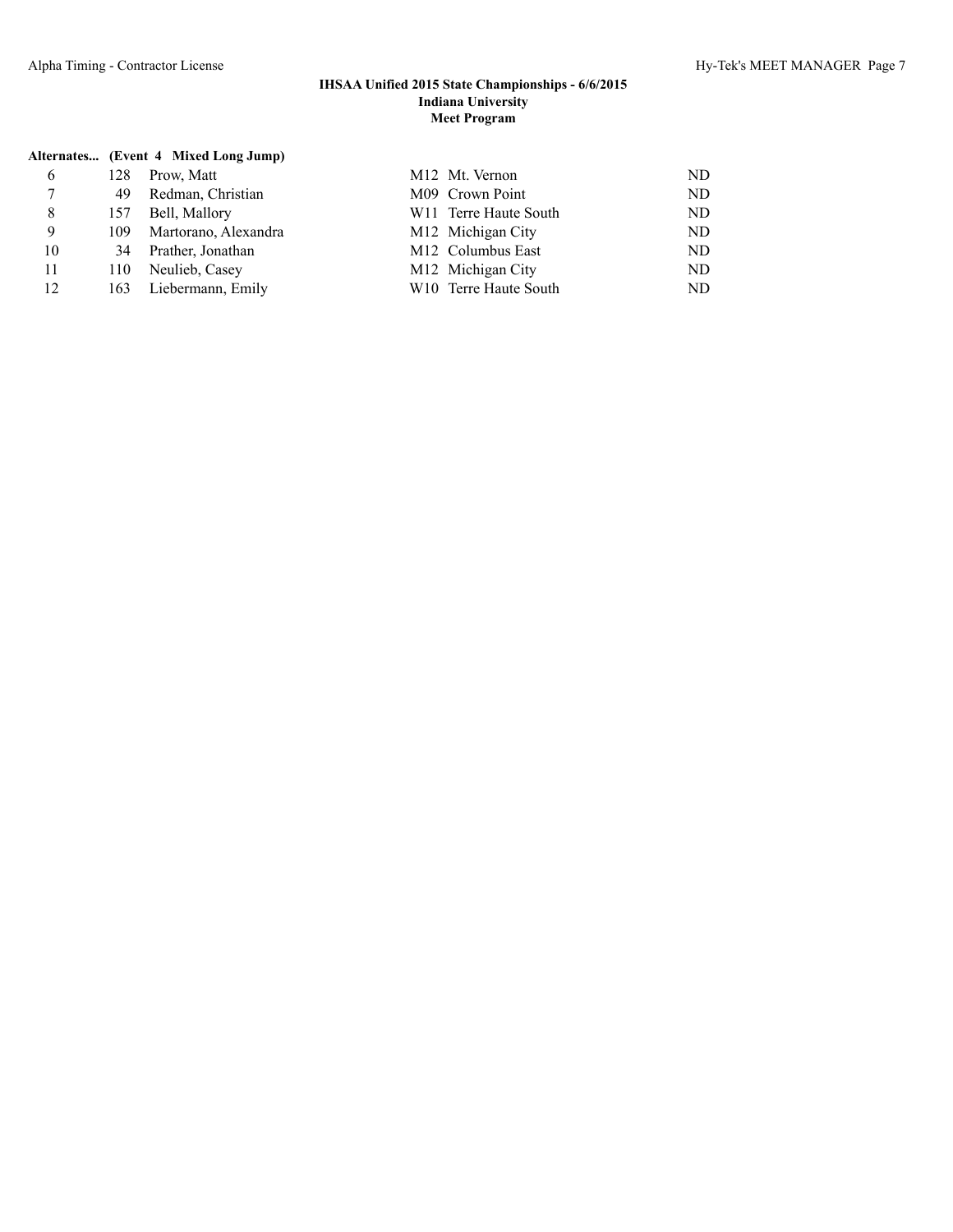**IHSAA Unified 2015 State Championships - 6/6/2015**
**Indiana University**
**Meet Program**

**Alternates... (Event 4 Mixed Long Jump)**

| | | | | | |
|---|---|---|---|---|---|
| 6 | 128 | Prow, Matt | M12 | Mt. Vernon | ND |
| 7 | 49 | Redman, Christian | M09 | Crown Point | ND |
| 8 | 157 | Bell, Mallory | W11 | Terre Haute South | ND |
| 9 | 109 | Martorano, Alexandra | M12 | Michigan City | ND |
| 10 | 34 | Prather, Jonathan | M12 | Columbus East | ND |
| 11 | 110 | Neulieb, Casey | M12 | Michigan City | ND |
| 12 | 163 | Liebermann, Emily | W10 | Terre Haute South | ND |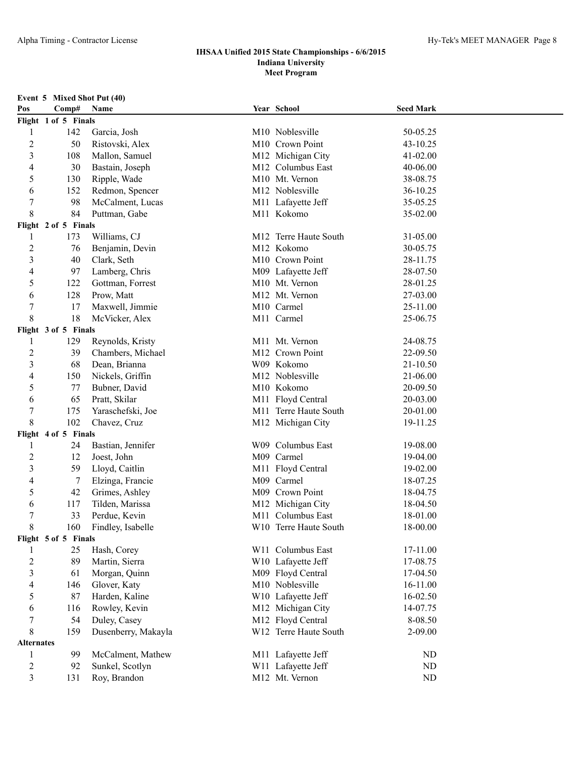# IHSAA Unified 2015 State Championships - 6/6/2015

## Indiana University

### Meet Program

**Event 5 Mixed Shot Put (40)**

| Pos | Comp# | Name | Year | School | Seed Mark |
|---|---|---|---|---|---|
| **Flight 1 of 5 Finals** | | | | | |
| 1 | 142 | Garcia, Josh | M10 | Noblesville | 50-05.25 |
| 2 | 50 | Ristovski, Alex | M10 | Crown Point | 43-10.25 |
| 3 | 108 | Mallon, Samuel | M12 | Michigan City | 41-02.00 |
| 4 | 30 | Bastain, Joseph | M12 | Columbus East | 40-06.00 |
| 5 | 130 | Ripple, Wade | M10 | Mt. Vernon | 38-08.75 |
| 6 | 152 | Redmon, Spencer | M12 | Noblesville | 36-10.25 |
| 7 | 98 | McCalment, Lucas | M11 | Lafayette Jeff | 35-05.25 |
| 8 | 84 | Puttman, Gabe | M11 | Kokomo | 35-02.00 |
| **Flight 2 of 5 Finals** | | | | | |
| 1 | 173 | Williams, CJ | M12 | Terre Haute South | 31-05.00 |
| 2 | 76 | Benjamin, Devin | M12 | Kokomo | 30-05.75 |
| 3 | 40 | Clark, Seth | M10 | Crown Point | 28-11.75 |
| 4 | 97 | Lamberg, Chris | M09 | Lafayette Jeff | 28-07.50 |
| 5 | 122 | Gottman, Forrest | M10 | Mt. Vernon | 28-01.25 |
| 6 | 128 | Prow, Matt | M12 | Mt. Vernon | 27-03.00 |
| 7 | 17 | Maxwell, Jimmie | M10 | Carmel | 25-11.00 |
| 8 | 18 | McVicker, Alex | M11 | Carmel | 25-06.75 |
| **Flight 3 of 5 Finals** | | | | | |
| 1 | 129 | Reynolds, Kristy | M11 | Mt. Vernon | 24-08.75 |
| 2 | 39 | Chambers, Michael | M12 | Crown Point | 22-09.50 |
| 3 | 68 | Dean, Brianna | W09 | Kokomo | 21-10.50 |
| 4 | 150 | Nickels, Griffin | M12 | Noblesville | 21-06.00 |
| 5 | 77 | Bubner, David | M10 | Kokomo | 20-09.50 |
| 6 | 65 | Pratt, Skilar | M11 | Floyd Central | 20-03.00 |
| 7 | 175 | Yaraschefski, Joe | M11 | Terre Haute South | 20-01.00 |
| 8 | 102 | Chavez, Cruz | M12 | Michigan City | 19-11.25 |
| **Flight 4 of 5 Finals** | | | | | |
| 1 | 24 | Bastian, Jennifer | W09 | Columbus East | 19-08.00 |
| 2 | 12 | Joest, John | M09 | Carmel | 19-04.00 |
| 3 | 59 | Lloyd, Caitlin | M11 | Floyd Central | 19-02.00 |
| 4 | 7 | Elzinga, Francie | M09 | Carmel | 18-07.25 |
| 5 | 42 | Grimes, Ashley | M09 | Crown Point | 18-04.75 |
| 6 | 117 | Tilden, Marissa | M12 | Michigan City | 18-04.50 |
| 7 | 33 | Perdue, Kevin | M11 | Columbus East | 18-01.00 |
| 8 | 160 | Findley, Isabelle | W10 | Terre Haute South | 18-00.00 |
| **Flight 5 of 5 Finals** | | | | | |
| 1 | 25 | Hash, Corey | W11 | Columbus East | 17-11.00 |
| 2 | 89 | Martin, Sierra | W10 | Lafayette Jeff | 17-08.75 |
| 3 | 61 | Morgan, Quinn | M09 | Floyd Central | 17-04.50 |
| 4 | 146 | Glover, Katy | M10 | Noblesville | 16-11.00 |
| 5 | 87 | Harden, Kaline | W10 | Lafayette Jeff | 16-02.50 |
| 6 | 116 | Rowley, Kevin | M12 | Michigan City | 14-07.75 |
| 7 | 54 | Duley, Casey | M12 | Floyd Central | 8-08.50 |
| 8 | 159 | Dusenberry, Makayla | W12 | Terre Haute South | 2-09.00 |
| **Alternates** | | | | | |
| 1 | 99 | McCalment, Mathew | M11 | Lafayette Jeff | ND |
| 2 | 92 | Sunkel, Scotlyn | W11 | Lafayette Jeff | ND |
| 3 | 131 | Roy, Brandon | M12 | Mt. Vernon | ND |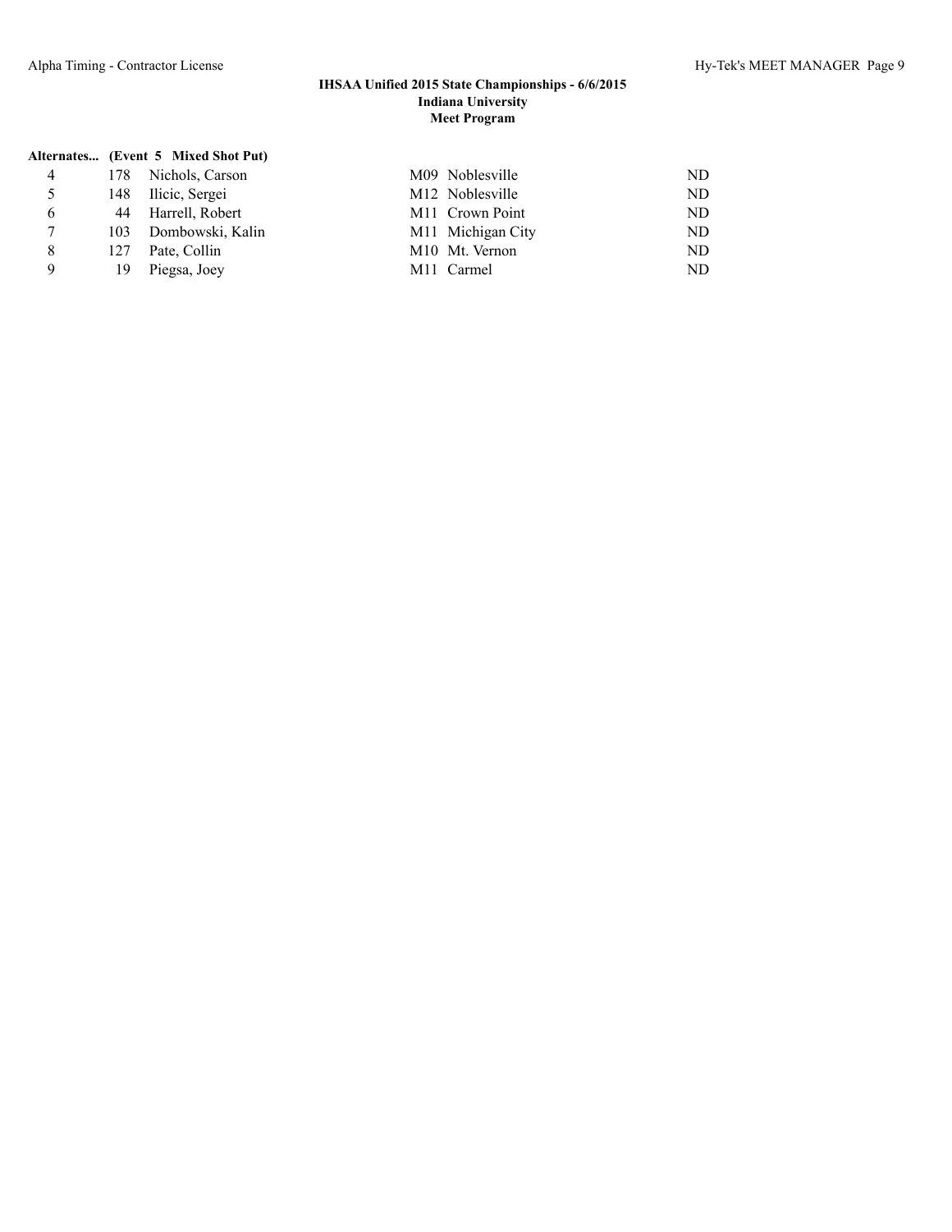**IHSAA Unified 2015 State Championships - 6/6/2015**
**Indiana University**
**Meet Program**

**Alternates... (Event 5 Mixed Shot Put)**

| | | | | | |
|---|---|---|---|---|---|
| 4 | 178 | Nichols, Carson | M09 | Noblesville | ND |
| 5 | 148 | Ilicic, Sergei | M12 | Noblesville | ND |
| 6 | 44 | Harrell, Robert | M11 | Crown Point | ND |
| 7 | 103 | Dombowski, Kalin | M11 | Michigan City | ND |
| 8 | 127 | Pate, Collin | M10 | Mt. Vernon | ND |
| 9 | 19 | Piegsa, Joey | M11 | Carmel | ND |